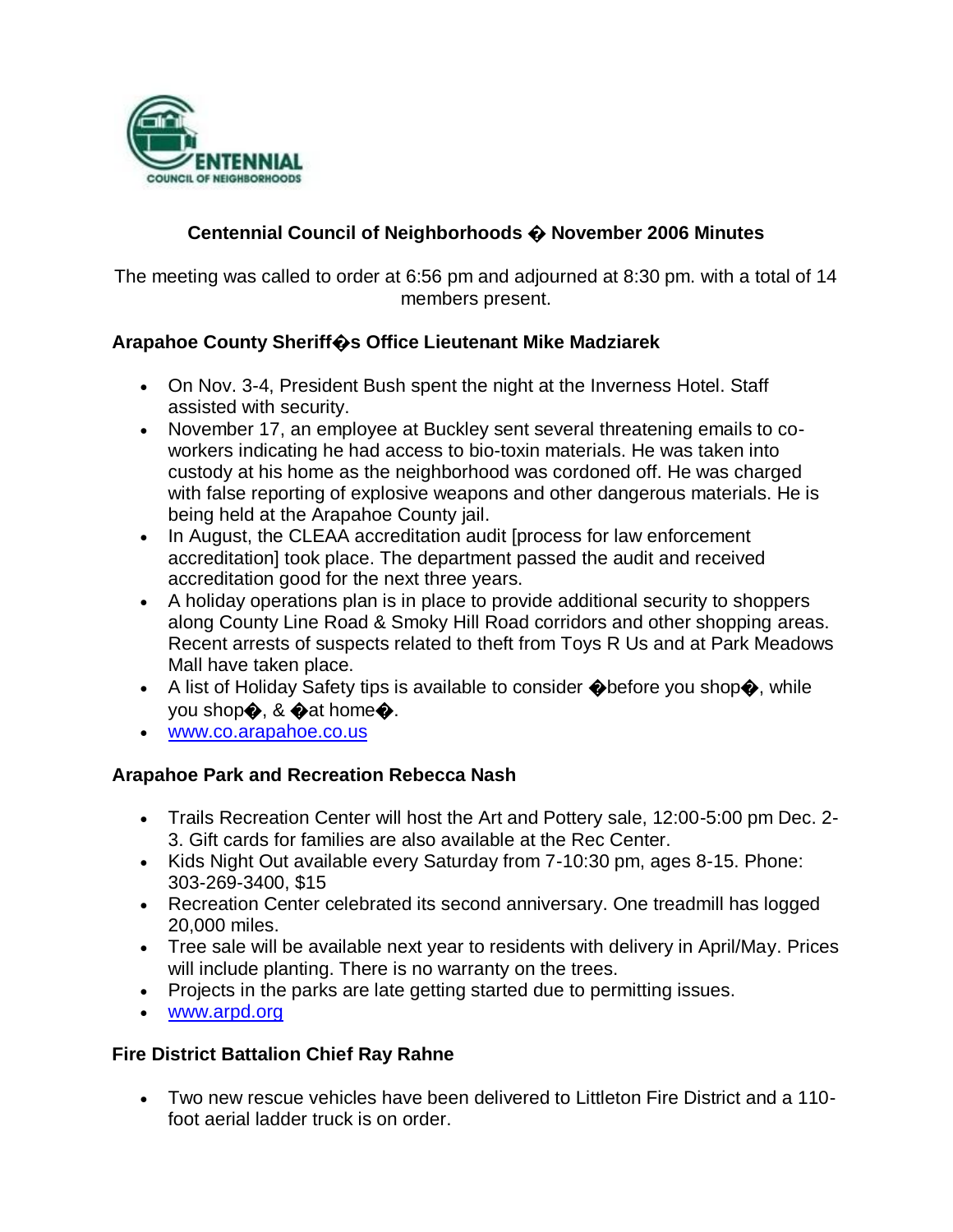# Centennial Council of Neighborhoods � November 2006 Minutes

The meeting was called to order at 6:56 pm and adjourned at 8:30 pm. with a total of 14 members present.

### Arapahoe County Sheriff�s Office Lieutenant Mike Madziarek

- On Nov. 3-4, President Bush spent the night at the Inverness Hotel. Staff assisted with security.
- November 17, an employee at Buckley sent several threatening emails to co-workers indicating he had access to bio-toxin materials. He was taken into custody at his home as the neighborhood was cordoned off. He was charged with false reporting of explosive weapons and other dangerous materials. He is being held at the Arapahoe County jail.
- In August, the CLEAA accreditation audit [process for law enforcement accreditation] took place. The department passed the audit and received accreditation good for the next three years.
- A holiday operations plan is in place to provide additional security to shoppers along County Line Road & Smoky Hill Road corridors and other shopping areas. Recent arrests of suspects related to theft from Toys R Us and at Park Meadows Mall have taken place.
- A list of Holiday Safety tips is available to consider �before you shop�, while you shop�, & �at home�.
- www.co.arapahoe.co.us

### Arapahoe Park and Recreation Rebecca Nash

- Trails Recreation Center will host the Art and Pottery sale, 12:00-5:00 pm Dec. 2-3. Gift cards for families are also available at the Rec Center.
- Kids Night Out available every Saturday from 7-10:30 pm, ages 8-15. Phone: 303-269-3400, $15
- Recreation Center celebrated its second anniversary. One treadmill has logged 20,000 miles.
- Tree sale will be available next year to residents with delivery in April/May. Prices will include planting. There is no warranty on the trees.
- Projects in the parks are late getting started due to permitting issues.
- www.arpd.org

### Fire District Battalion Chief Ray Rahne

- Two new rescue vehicles have been delivered to Littleton Fire District and a 110-foot aerial ladder truck is on order.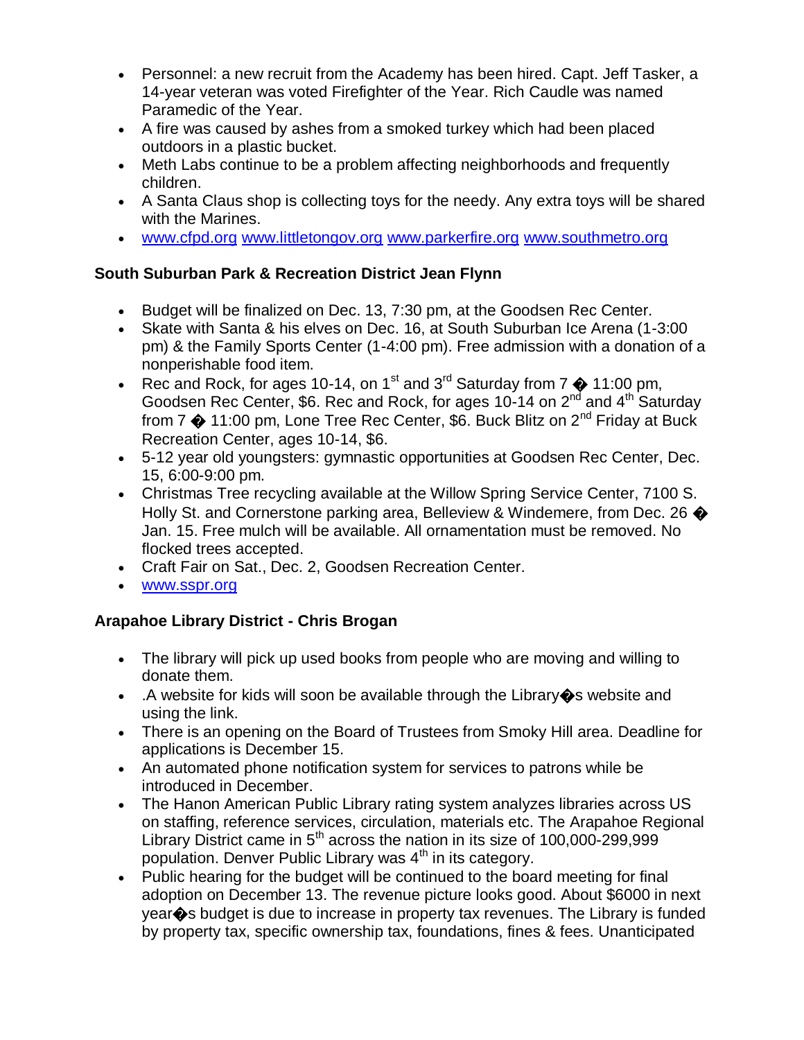- Personnel: a new recruit from the Academy has been hired. Capt. Jeff Tasker, a 14-year veteran was voted Firefighter of the Year. Rich Caudle was named Paramedic of the Year.
- A fire was caused by ashes from a smoked turkey which had been placed outdoors in a plastic bucket.
- Meth Labs continue to be a problem affecting neighborhoods and frequently children.
- A Santa Claus shop is collecting toys for the needy. Any extra toys will be shared with the Marines.
- www.cfpd.org www.littletongov.org www.parkerfire.org www.southmetro.org

**South Suburban Park & Recreation District Jean Flynn**

- Budget will be finalized on Dec. 13, 7:30 pm, at the Goodsen Rec Center.
- Skate with Santa & his elves on Dec. 16, at South Suburban Ice Arena (1-3:00 pm) & the Family Sports Center (1-4:00 pm). Free admission with a donation of a nonperishable food item.
- Rec and Rock, for ages 10-14, on 1st and 3rd Saturday from 7 � 11:00 pm, Goodsen Rec Center, $6. Rec and Rock, for ages 10-14 on 2nd and 4th Saturday from 7 � 11:00 pm, Lone Tree Rec Center, $6. Buck Blitz on 2nd Friday at Buck Recreation Center, ages 10-14, $6.
- 5-12 year old youngsters: gymnastic opportunities at Goodsen Rec Center, Dec. 15, 6:00-9:00 pm.
- Christmas Tree recycling available at the Willow Spring Service Center, 7100 S. Holly St. and Cornerstone parking area, Belleview & Windemere, from Dec. 26 � Jan. 15. Free mulch will be available. All ornamentation must be removed. No flocked trees accepted.
- Craft Fair on Sat., Dec. 2, Goodsen Recreation Center.
- www.sspr.org

**Arapahoe Library District - Chris Brogan**

- The library will pick up used books from people who are moving and willing to donate them.
- .A website for kids will soon be available through the Library�s website and using the link.
- There is an opening on the Board of Trustees from Smoky Hill area. Deadline for applications is December 15.
- An automated phone notification system for services to patrons while be introduced in December.
- The Hanon American Public Library rating system analyzes libraries across US on staffing, reference services, circulation, materials etc. The Arapahoe Regional Library District came in 5th across the nation in its size of 100,000-299,999 population. Denver Public Library was 4th in its category.
- Public hearing for the budget will be continued to the board meeting for final adoption on December 13. The revenue picture looks good. About $6000 in next year�s budget is due to increase in property tax revenues. The Library is funded by property tax, specific ownership tax, foundations, fines & fees. Unanticipated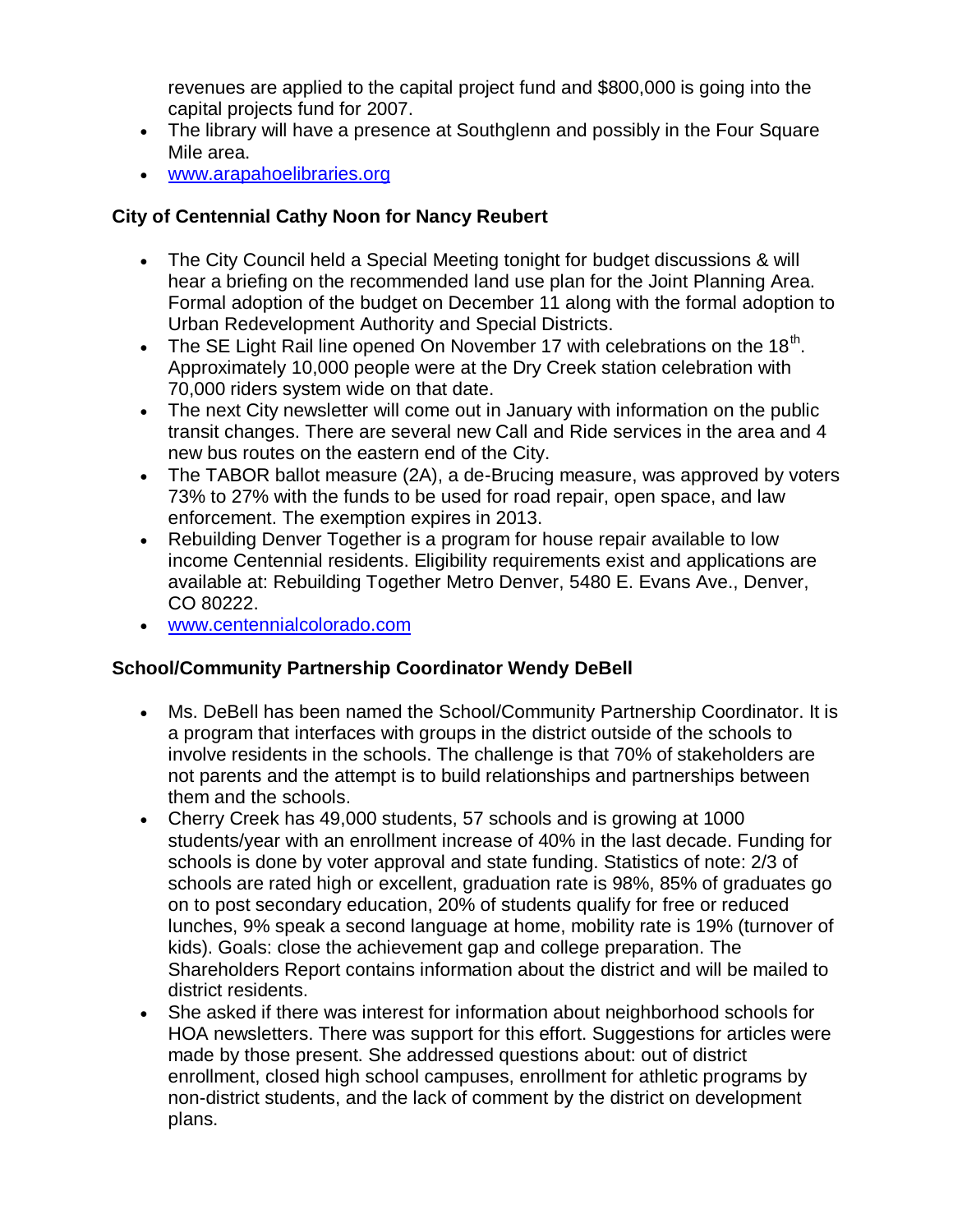revenues are applied to the capital project fund and $800,000 is going into the capital projects fund for 2007.

- The library will have a presence at Southglenn and possibly in the Four Square Mile area.
- www.arapahoelibraries.org

### City of Centennial Cathy Noon for Nancy Reubert

- The City Council held a Special Meeting tonight for budget discussions & will hear a briefing on the recommended land use plan for the Joint Planning Area. Formal adoption of the budget on December 11 along with the formal adoption to Urban Redevelopment Authority and Special Districts.
- The SE Light Rail line opened On November 17 with celebrations on the 18th. Approximately 10,000 people were at the Dry Creek station celebration with 70,000 riders system wide on that date.
- The next City newsletter will come out in January with information on the public transit changes. There are several new Call and Ride services in the area and 4 new bus routes on the eastern end of the City.
- The TABOR ballot measure (2A), a de-Brucing measure, was approved by voters 73% to 27% with the funds to be used for road repair, open space, and law enforcement. The exemption expires in 2013.
- Rebuilding Denver Together is a program for house repair available to low income Centennial residents. Eligibility requirements exist and applications are available at: Rebuilding Together Metro Denver, 5480 E. Evans Ave., Denver, CO 80222.
- www.centennialcolorado.com

### School/Community Partnership Coordinator Wendy DeBell

- Ms. DeBell has been named the School/Community Partnership Coordinator. It is a program that interfaces with groups in the district outside of the schools to involve residents in the schools. The challenge is that 70% of stakeholders are not parents and the attempt is to build relationships and partnerships between them and the schools.
- Cherry Creek has 49,000 students, 57 schools and is growing at 1000 students/year with an enrollment increase of 40% in the last decade. Funding for schools is done by voter approval and state funding. Statistics of note: 2/3 of schools are rated high or excellent, graduation rate is 98%, 85% of graduates go on to post secondary education, 20% of students qualify for free or reduced lunches, 9% speak a second language at home, mobility rate is 19% (turnover of kids). Goals: close the achievement gap and college preparation. The Shareholders Report contains information about the district and will be mailed to district residents.
- She asked if there was interest for information about neighborhood schools for HOA newsletters. There was support for this effort. Suggestions for articles were made by those present. She addressed questions about: out of district enrollment, closed high school campuses, enrollment for athletic programs by non-district students, and the lack of comment by the district on development plans.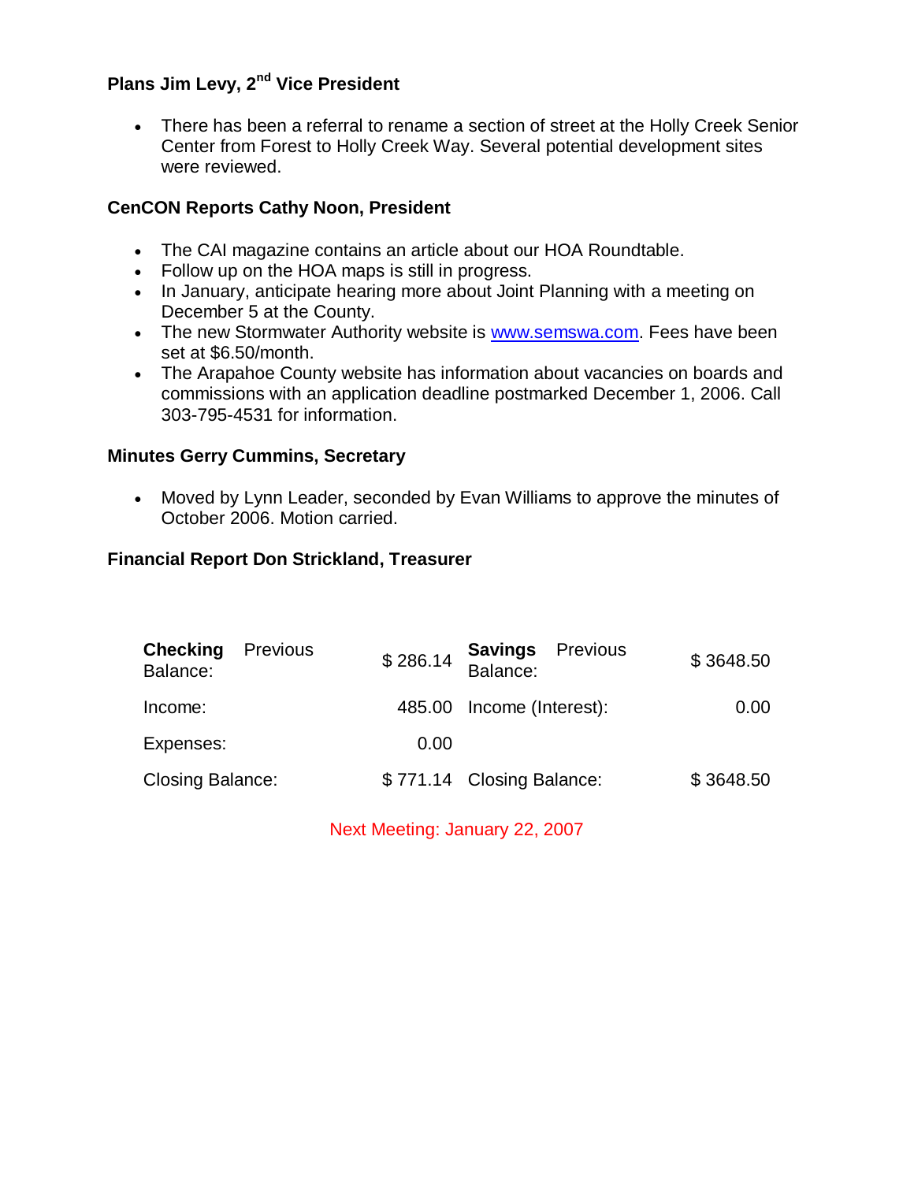**Plans Jim Levy, 2nd Vice President**

- There has been a referral to rename a section of street at the Holly Creek Senior Center from Forest to Holly Creek Way. Several potential development sites were reviewed.

**CenCON Reports Cathy Noon, President**

- The CAI magazine contains an article about our HOA Roundtable.
- Follow up on the HOA maps is still in progress.
- In January, anticipate hearing more about Joint Planning with a meeting on December 5 at the County.
- The new Stormwater Authority website is [www.semswa.com](http://www.semswa.com). Fees have been set at $6.50/month.
- The Arapahoe County website has information about vacancies on boards and commissions with an application deadline postmarked December 1, 2006. Call 303-795-4531 for information.

**Minutes Gerry Cummins, Secretary**

- Moved by Lynn Leader, seconded by Evan Williams to approve the minutes of October 2006. Motion carried.

**Financial Report Don Strickland, Treasurer**

| | | | |
|---|---|---|---|
| **Checking** Previous Balance: | $ 286.14 | **Savings** Previous Balance: | $ 3648.50 |
| Income: | 485.00 | Income (Interest): | 0.00 |
| Expenses: | 0.00 | | |
| Closing Balance: | $ 771.14 | Closing Balance: | $ 3648.50 |

Next Meeting: January 22, 2007